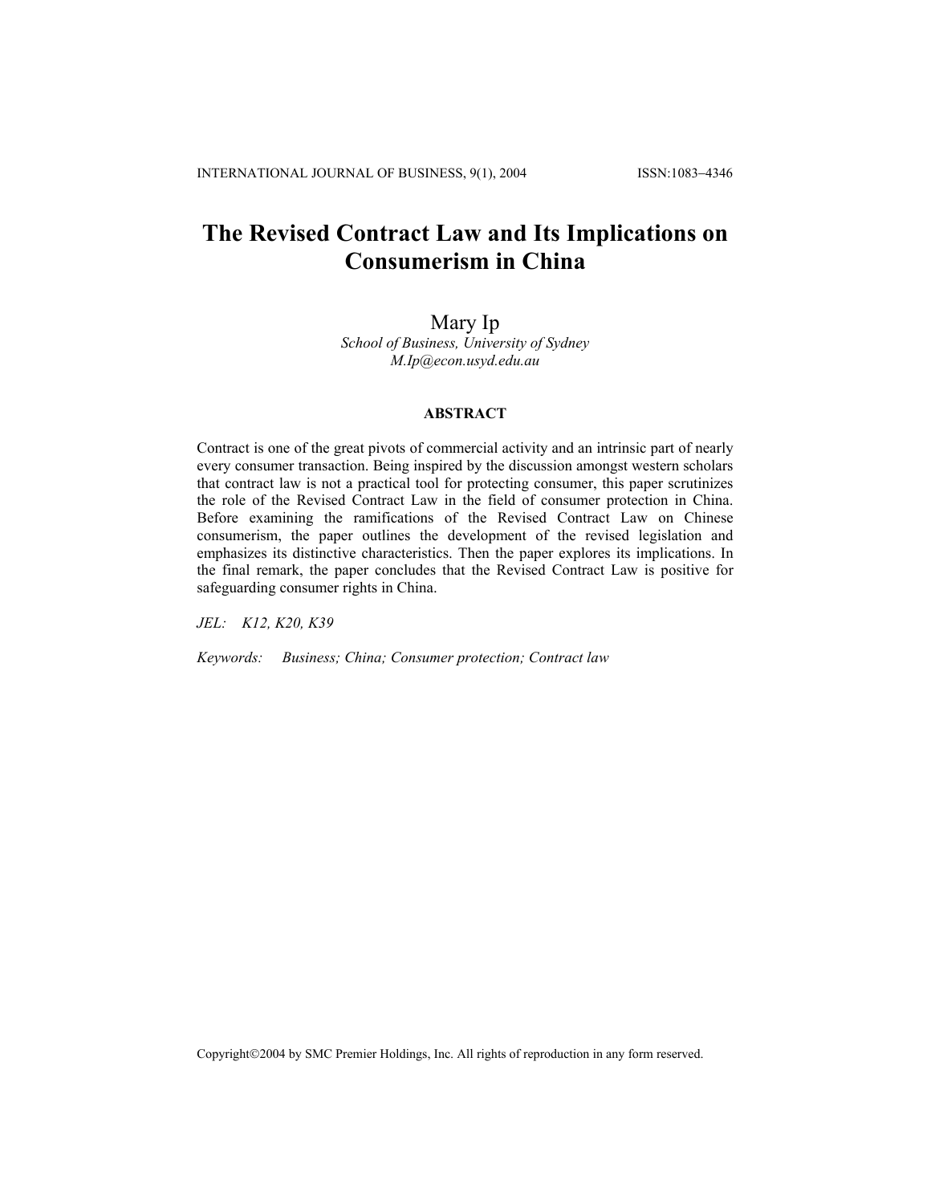# The Revised Contract Law and Its Implications on Consumerism in China

Mary Ip

*School of Business, University of Sydney*
*M.Ip@econ.usyd.edu.au*

## ABSTRACT

Contract is one of the great pivots of commercial activity and an intrinsic part of nearly every consumer transaction. Being inspired by the discussion amongst western scholars that contract law is not a practical tool for protecting consumer, this paper scrutinizes the role of the Revised Contract Law in the field of consumer protection in China. Before examining the ramifications of the Revised Contract Law on Chinese consumerism, the paper outlines the development of the revised legislation and emphasizes its distinctive characteristics. Then the paper explores its implications. In the final remark, the paper concludes that the Revised Contract Law is positive for safeguarding consumer rights in China.

*JEL:* *K12, K20, K39*

*Keywords:* *Business; China; Consumer protection; Contract law*

Copyright©2004 by SMC Premier Holdings, Inc. All rights of reproduction in any form reserved.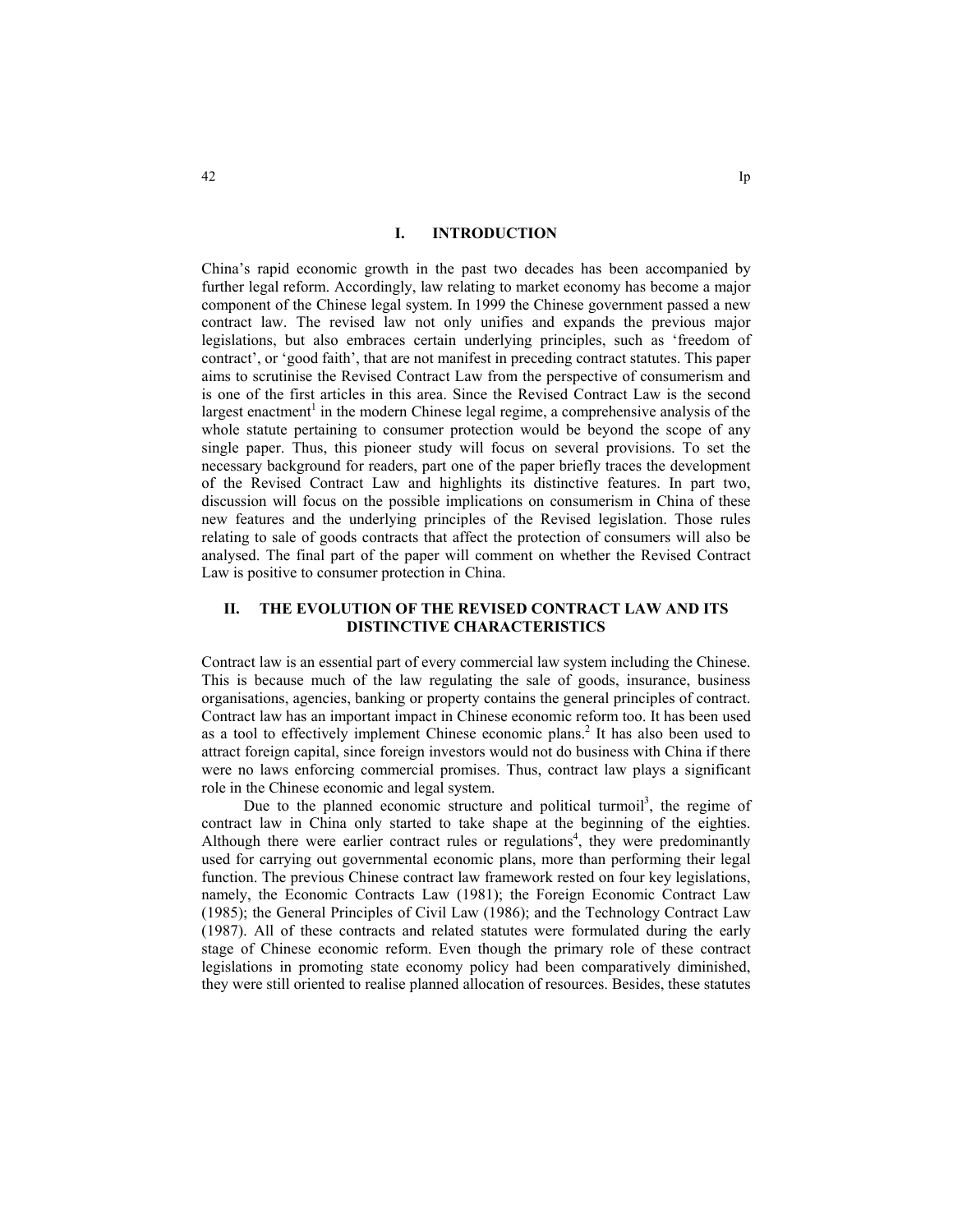## I. INTRODUCTION

China's rapid economic growth in the past two decades has been accompanied by further legal reform. Accordingly, law relating to market economy has become a major component of the Chinese legal system. In 1999 the Chinese government passed a new contract law. The revised law not only unifies and expands the previous major legislations, but also embraces certain underlying principles, such as 'freedom of contract', or 'good faith', that are not manifest in preceding contract statutes. This paper aims to scrutinise the Revised Contract Law from the perspective of consumerism and is one of the first articles in this area. Since the Revised Contract Law is the second largest enactment[1] in the modern Chinese legal regime, a comprehensive analysis of the whole statute pertaining to consumer protection would be beyond the scope of any single paper. Thus, this pioneer study will focus on several provisions. To set the necessary background for readers, part one of the paper briefly traces the development of the Revised Contract Law and highlights its distinctive features. In part two, discussion will focus on the possible implications on consumerism in China of these new features and the underlying principles of the Revised legislation. Those rules relating to sale of goods contracts that affect the protection of consumers will also be analysed. The final part of the paper will comment on whether the Revised Contract Law is positive to consumer protection in China.

## II. THE EVOLUTION OF THE REVISED CONTRACT LAW AND ITS DISTINCTIVE CHARACTERISTICS

Contract law is an essential part of every commercial law system including the Chinese. This is because much of the law regulating the sale of goods, insurance, business organisations, agencies, banking or property contains the general principles of contract. Contract law has an important impact in Chinese economic reform too. It has been used as a tool to effectively implement Chinese economic plans.[2] It has also been used to attract foreign capital, since foreign investors would not do business with China if there were no laws enforcing commercial promises. Thus, contract law plays a significant role in the Chinese economic and legal system.

Due to the planned economic structure and political turmoil[3], the regime of contract law in China only started to take shape at the beginning of the eighties. Although there were earlier contract rules or regulations[4], they were predominantly used for carrying out governmental economic plans, more than performing their legal function. The previous Chinese contract law framework rested on four key legislations, namely, the Economic Contracts Law (1981); the Foreign Economic Contract Law (1985); the General Principles of Civil Law (1986); and the Technology Contract Law (1987). All of these contracts and related statutes were formulated during the early stage of Chinese economic reform. Even though the primary role of these contract legislations in promoting state economy policy had been comparatively diminished, they were still oriented to realise planned allocation of resources. Besides, these statutes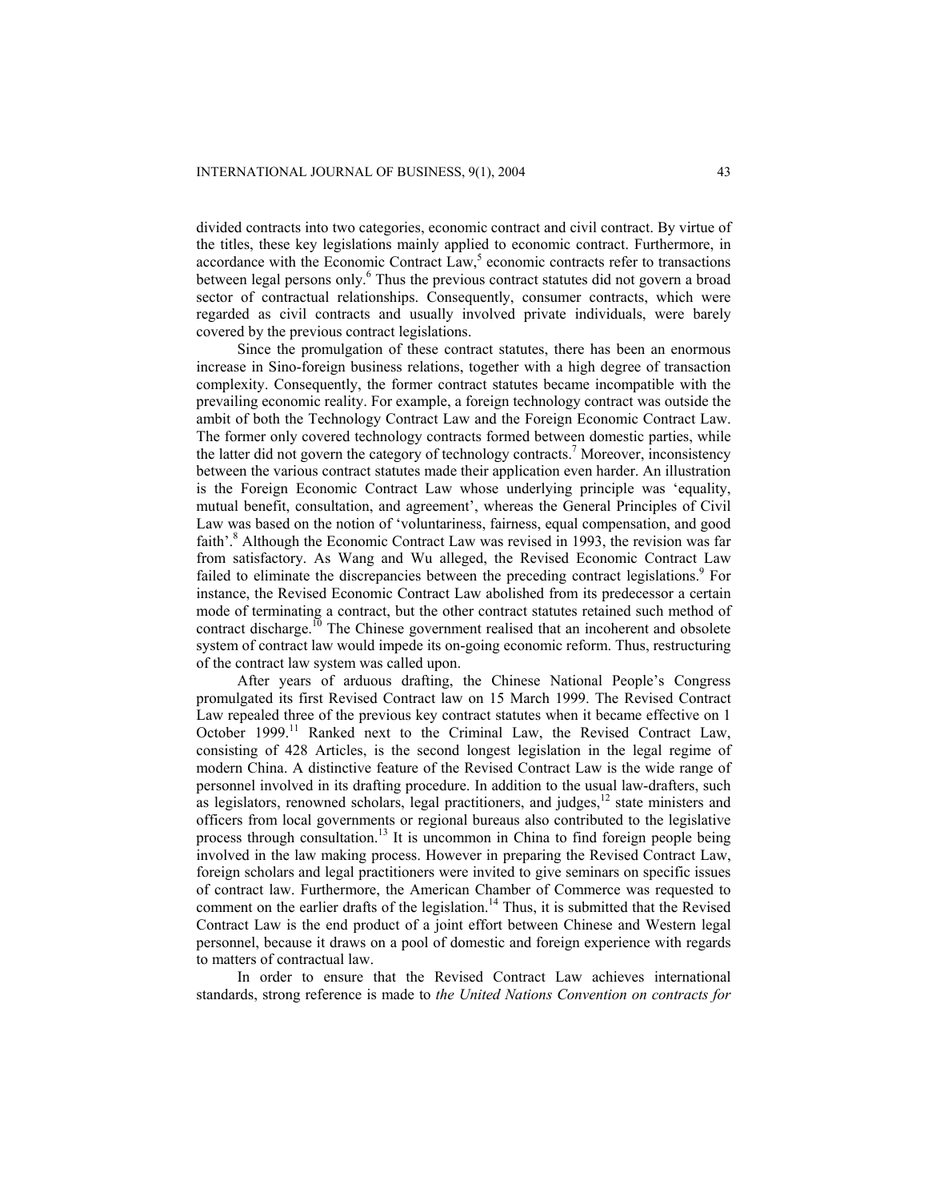divided contracts into two categories, economic contract and civil contract. By virtue of the titles, these key legislations mainly applied to economic contract. Furthermore, in accordance with the Economic Contract Law,[5] economic contracts refer to transactions between legal persons only.[6] Thus the previous contract statutes did not govern a broad sector of contractual relationships. Consequently, consumer contracts, which were regarded as civil contracts and usually involved private individuals, were barely covered by the previous contract legislations.

Since the promulgation of these contract statutes, there has been an enormous increase in Sino-foreign business relations, together with a high degree of transaction complexity. Consequently, the former contract statutes became incompatible with the prevailing economic reality. For example, a foreign technology contract was outside the ambit of both the Technology Contract Law and the Foreign Economic Contract Law. The former only covered technology contracts formed between domestic parties, while the latter did not govern the category of technology contracts.[7] Moreover, inconsistency between the various contract statutes made their application even harder. An illustration is the Foreign Economic Contract Law whose underlying principle was 'equality, mutual benefit, consultation, and agreement', whereas the General Principles of Civil Law was based on the notion of 'voluntariness, fairness, equal compensation, and good faith'.[8] Although the Economic Contract Law was revised in 1993, the revision was far from satisfactory. As Wang and Wu alleged, the Revised Economic Contract Law failed to eliminate the discrepancies between the preceding contract legislations.[9] For instance, the Revised Economic Contract Law abolished from its predecessor a certain mode of terminating a contract, but the other contract statutes retained such method of contract discharge.[10] The Chinese government realised that an incoherent and obsolete system of contract law would impede its on-going economic reform. Thus, restructuring of the contract law system was called upon.

After years of arduous drafting, the Chinese National People's Congress promulgated its first Revised Contract law on 15 March 1999. The Revised Contract Law repealed three of the previous key contract statutes when it became effective on 1 October 1999.[11] Ranked next to the Criminal Law, the Revised Contract Law, consisting of 428 Articles, is the second longest legislation in the legal regime of modern China. A distinctive feature of the Revised Contract Law is the wide range of personnel involved in its drafting procedure. In addition to the usual law-drafters, such as legislators, renowned scholars, legal practitioners, and judges,[12] state ministers and officers from local governments or regional bureaus also contributed to the legislative process through consultation.[13] It is uncommon in China to find foreign people being involved in the law making process. However in preparing the Revised Contract Law, foreign scholars and legal practitioners were invited to give seminars on specific issues of contract law. Furthermore, the American Chamber of Commerce was requested to comment on the earlier drafts of the legislation.[14] Thus, it is submitted that the Revised Contract Law is the end product of a joint effort between Chinese and Western legal personnel, because it draws on a pool of domestic and foreign experience with regards to matters of contractual law.

In order to ensure that the Revised Contract Law achieves international standards, strong reference is made to *the United Nations Convention on contracts for*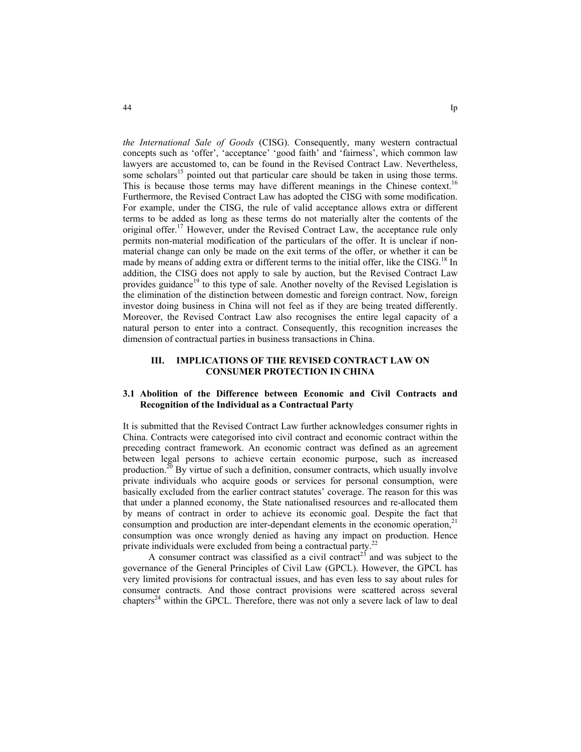*the International Sale of Goods* (CISG). Consequently, many western contractual concepts such as 'offer', 'acceptance' 'good faith' and 'fairness', which common law lawyers are accustomed to, can be found in the Revised Contract Law. Nevertheless, some scholars[15] pointed out that particular care should be taken in using those terms. This is because those terms may have different meanings in the Chinese context.[16] Furthermore, the Revised Contract Law has adopted the CISG with some modification. For example, under the CISG, the rule of valid acceptance allows extra or different terms to be added as long as these terms do not materially alter the contents of the original offer.[17] However, under the Revised Contract Law, the acceptance rule only permits non-material modification of the particulars of the offer. It is unclear if non-material change can only be made on the exit terms of the offer, or whether it can be made by means of adding extra or different terms to the initial offer, like the CISG.[18] In addition, the CISG does not apply to sale by auction, but the Revised Contract Law provides guidance[19] to this type of sale. Another novelty of the Revised Legislation is the elimination of the distinction between domestic and foreign contract. Now, foreign investor doing business in China will not feel as if they are being treated differently. Moreover, the Revised Contract Law also recognises the entire legal capacity of a natural person to enter into a contract. Consequently, this recognition increases the dimension of contractual parties in business transactions in China.

## III. IMPLICATIONS OF THE REVISED CONTRACT LAW ON CONSUMER PROTECTION IN CHINA

### 3.1 Abolition of the Difference between Economic and Civil Contracts and Recognition of the Individual as a Contractual Party

It is submitted that the Revised Contract Law further acknowledges consumer rights in China. Contracts were categorised into civil contract and economic contract within the preceding contract framework. An economic contract was defined as an agreement between legal persons to achieve certain economic purpose, such as increased production.[20] By virtue of such a definition, consumer contracts, which usually involve private individuals who acquire goods or services for personal consumption, were basically excluded from the earlier contract statutes' coverage. The reason for this was that under a planned economy, the State nationalised resources and re-allocated them by means of contract in order to achieve its economic goal. Despite the fact that consumption and production are inter-dependant elements in the economic operation,[21] consumption was once wrongly denied as having any impact on production. Hence private individuals were excluded from being a contractual party.[22]

A consumer contract was classified as a civil contract[23] and was subject to the governance of the General Principles of Civil Law (GPCL). However, the GPCL has very limited provisions for contractual issues, and has even less to say about rules for consumer contracts. And those contract provisions were scattered across several chapters[24] within the GPCL. Therefore, there was not only a severe lack of law to deal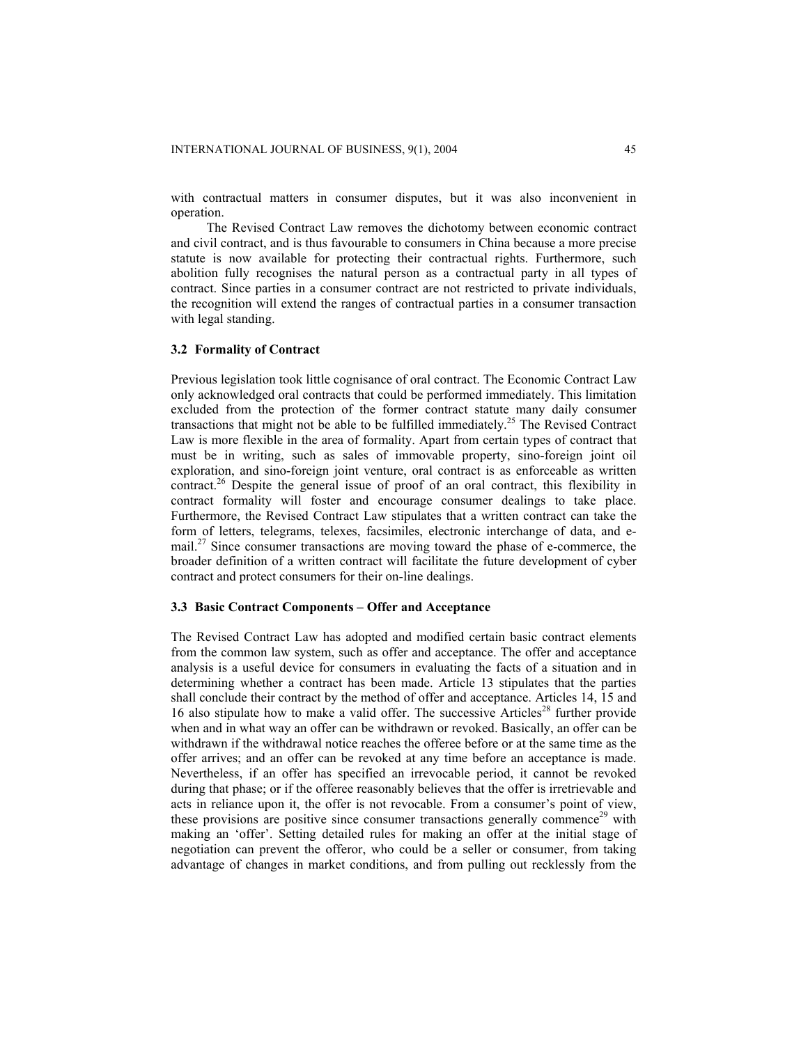with contractual matters in consumer disputes, but it was also inconvenient in operation.

The Revised Contract Law removes the dichotomy between economic contract and civil contract, and is thus favourable to consumers in China because a more precise statute is now available for protecting their contractual rights. Furthermore, such abolition fully recognises the natural person as a contractual party in all types of contract. Since parties in a consumer contract are not restricted to private individuals, the recognition will extend the ranges of contractual parties in a consumer transaction with legal standing.

### 3.2 Formality of Contract

Previous legislation took little cognisance of oral contract. The Economic Contract Law only acknowledged oral contracts that could be performed immediately. This limitation excluded from the protection of the former contract statute many daily consumer transactions that might not be able to be fulfilled immediately.[25] The Revised Contract Law is more flexible in the area of formality. Apart from certain types of contract that must be in writing, such as sales of immovable property, sino-foreign joint oil exploration, and sino-foreign joint venture, oral contract is as enforceable as written contract.[26] Despite the general issue of proof of an oral contract, this flexibility in contract formality will foster and encourage consumer dealings to take place. Furthermore, the Revised Contract Law stipulates that a written contract can take the form of letters, telegrams, telexes, facsimiles, electronic interchange of data, and e-mail.[27] Since consumer transactions are moving toward the phase of e-commerce, the broader definition of a written contract will facilitate the future development of cyber contract and protect consumers for their on-line dealings.

### 3.3 Basic Contract Components – Offer and Acceptance

The Revised Contract Law has adopted and modified certain basic contract elements from the common law system, such as offer and acceptance. The offer and acceptance analysis is a useful device for consumers in evaluating the facts of a situation and in determining whether a contract has been made. Article 13 stipulates that the parties shall conclude their contract by the method of offer and acceptance. Articles 14, 15 and 16 also stipulate how to make a valid offer. The successive Articles[28] further provide when and in what way an offer can be withdrawn or revoked. Basically, an offer can be withdrawn if the withdrawal notice reaches the offeree before or at the same time as the offer arrives; and an offer can be revoked at any time before an acceptance is made. Nevertheless, if an offer has specified an irrevocable period, it cannot be revoked during that phase; or if the offeree reasonably believes that the offer is irretrievable and acts in reliance upon it, the offer is not revocable. From a consumer's point of view, these provisions are positive since consumer transactions generally commence[29] with making an 'offer'. Setting detailed rules for making an offer at the initial stage of negotiation can prevent the offeror, who could be a seller or consumer, from taking advantage of changes in market conditions, and from pulling out recklessly from the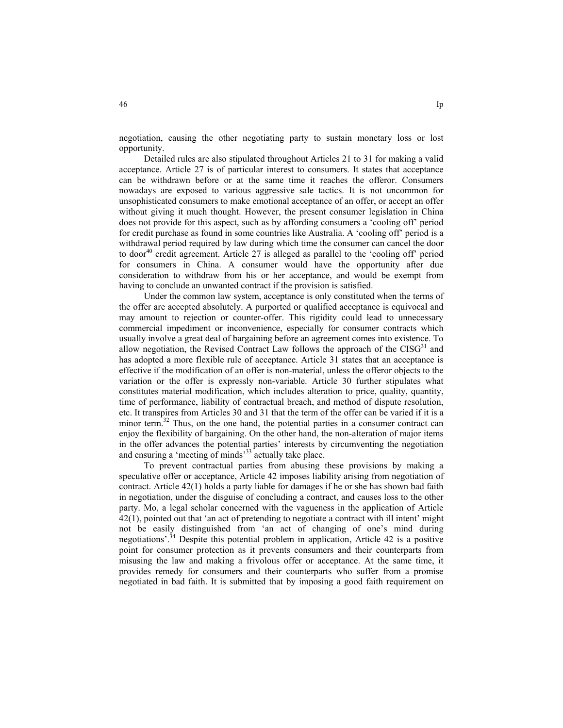negotiation, causing the other negotiating party to sustain monetary loss or lost opportunity.

Detailed rules are also stipulated throughout Articles 21 to 31 for making a valid acceptance. Article 27 is of particular interest to consumers. It states that acceptance can be withdrawn before or at the same time it reaches the offeror. Consumers nowadays are exposed to various aggressive sale tactics. It is not uncommon for unsophisticated consumers to make emotional acceptance of an offer, or accept an offer without giving it much thought. However, the present consumer legislation in China does not provide for this aspect, such as by affording consumers a 'cooling off' period for credit purchase as found in some countries like Australia. A 'cooling off' period is a withdrawal period required by law during which time the consumer can cancel the door to door[40] credit agreement. Article 27 is alleged as parallel to the 'cooling off' period for consumers in China. A consumer would have the opportunity after due consideration to withdraw from his or her acceptance, and would be exempt from having to conclude an unwanted contract if the provision is satisfied.

Under the common law system, acceptance is only constituted when the terms of the offer are accepted absolutely. A purported or qualified acceptance is equivocal and may amount to rejection or counter-offer. This rigidity could lead to unnecessary commercial impediment or inconvenience, especially for consumer contracts which usually involve a great deal of bargaining before an agreement comes into existence. To allow negotiation, the Revised Contract Law follows the approach of the CISG[31] and has adopted a more flexible rule of acceptance. Article 31 states that an acceptance is effective if the modification of an offer is non-material, unless the offeror objects to the variation or the offer is expressly non-variable. Article 30 further stipulates what constitutes material modification, which includes alteration to price, quality, quantity, time of performance, liability of contractual breach, and method of dispute resolution, etc. It transpires from Articles 30 and 31 that the term of the offer can be varied if it is a minor term.[32] Thus, on the one hand, the potential parties in a consumer contract can enjoy the flexibility of bargaining. On the other hand, the non-alteration of major items in the offer advances the potential parties' interests by circumventing the negotiation and ensuring a 'meeting of minds'[33] actually take place.

To prevent contractual parties from abusing these provisions by making a speculative offer or acceptance, Article 42 imposes liability arising from negotiation of contract. Article 42(1) holds a party liable for damages if he or she has shown bad faith in negotiation, under the disguise of concluding a contract, and causes loss to the other party. Mo, a legal scholar concerned with the vagueness in the application of Article 42(1), pointed out that 'an act of pretending to negotiate a contract with ill intent' might not be easily distinguished from 'an act of changing of one's mind during negotiations'.[34] Despite this potential problem in application, Article 42 is a positive point for consumer protection as it prevents consumers and their counterparts from misusing the law and making a frivolous offer or acceptance. At the same time, it provides remedy for consumers and their counterparts who suffer from a promise negotiated in bad faith. It is submitted that by imposing a good faith requirement on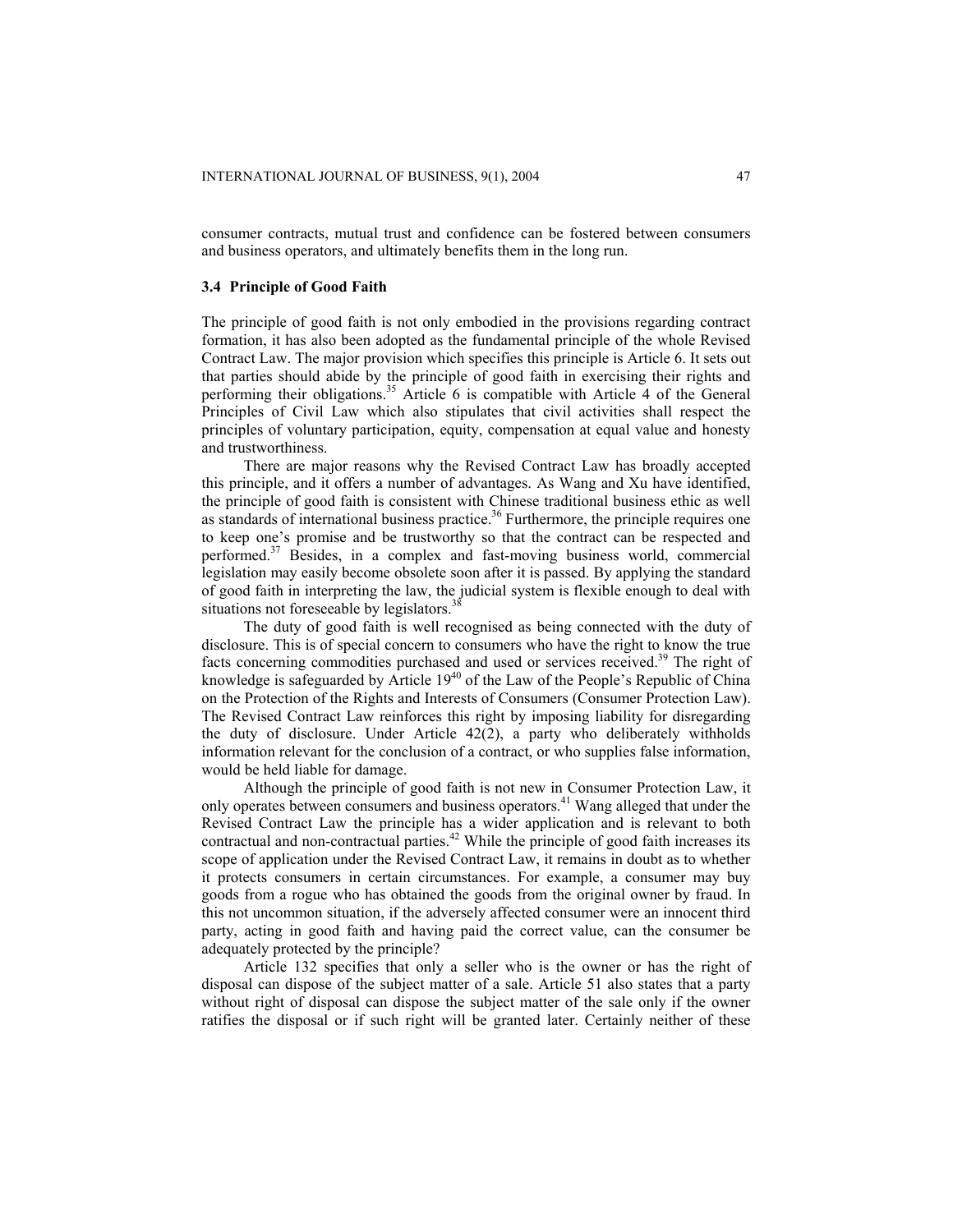consumer contracts, mutual trust and confidence can be fostered between consumers and business operators, and ultimately benefits them in the long run.

### 3.4 Principle of Good Faith

The principle of good faith is not only embodied in the provisions regarding contract formation, it has also been adopted as the fundamental principle of the whole Revised Contract Law. The major provision which specifies this principle is Article 6. It sets out that parties should abide by the principle of good faith in exercising their rights and performing their obligations.[35] Article 6 is compatible with Article 4 of the General Principles of Civil Law which also stipulates that civil activities shall respect the principles of voluntary participation, equity, compensation at equal value and honesty and trustworthiness.

There are major reasons why the Revised Contract Law has broadly accepted this principle, and it offers a number of advantages. As Wang and Xu have identified, the principle of good faith is consistent with Chinese traditional business ethic as well as standards of international business practice.[36] Furthermore, the principle requires one to keep one's promise and be trustworthy so that the contract can be respected and performed.[37] Besides, in a complex and fast-moving business world, commercial legislation may easily become obsolete soon after it is passed. By applying the standard of good faith in interpreting the law, the judicial system is flexible enough to deal with situations not foreseeable by legislators.[38]

The duty of good faith is well recognised as being connected with the duty of disclosure. This is of special concern to consumers who have the right to know the true facts concerning commodities purchased and used or services received.[39] The right of knowledge is safeguarded by Article 19[40] of the Law of the People's Republic of China on the Protection of the Rights and Interests of Consumers (Consumer Protection Law). The Revised Contract Law reinforces this right by imposing liability for disregarding the duty of disclosure. Under Article 42(2), a party who deliberately withholds information relevant for the conclusion of a contract, or who supplies false information, would be held liable for damage.

Although the principle of good faith is not new in Consumer Protection Law, it only operates between consumers and business operators.[41] Wang alleged that under the Revised Contract Law the principle has a wider application and is relevant to both contractual and non-contractual parties.[42] While the principle of good faith increases its scope of application under the Revised Contract Law, it remains in doubt as to whether it protects consumers in certain circumstances. For example, a consumer may buy goods from a rogue who has obtained the goods from the original owner by fraud. In this not uncommon situation, if the adversely affected consumer were an innocent third party, acting in good faith and having paid the correct value, can the consumer be adequately protected by the principle?

Article 132 specifies that only a seller who is the owner or has the right of disposal can dispose of the subject matter of a sale. Article 51 also states that a party without right of disposal can dispose the subject matter of the sale only if the owner ratifies the disposal or if such right will be granted later. Certainly neither of these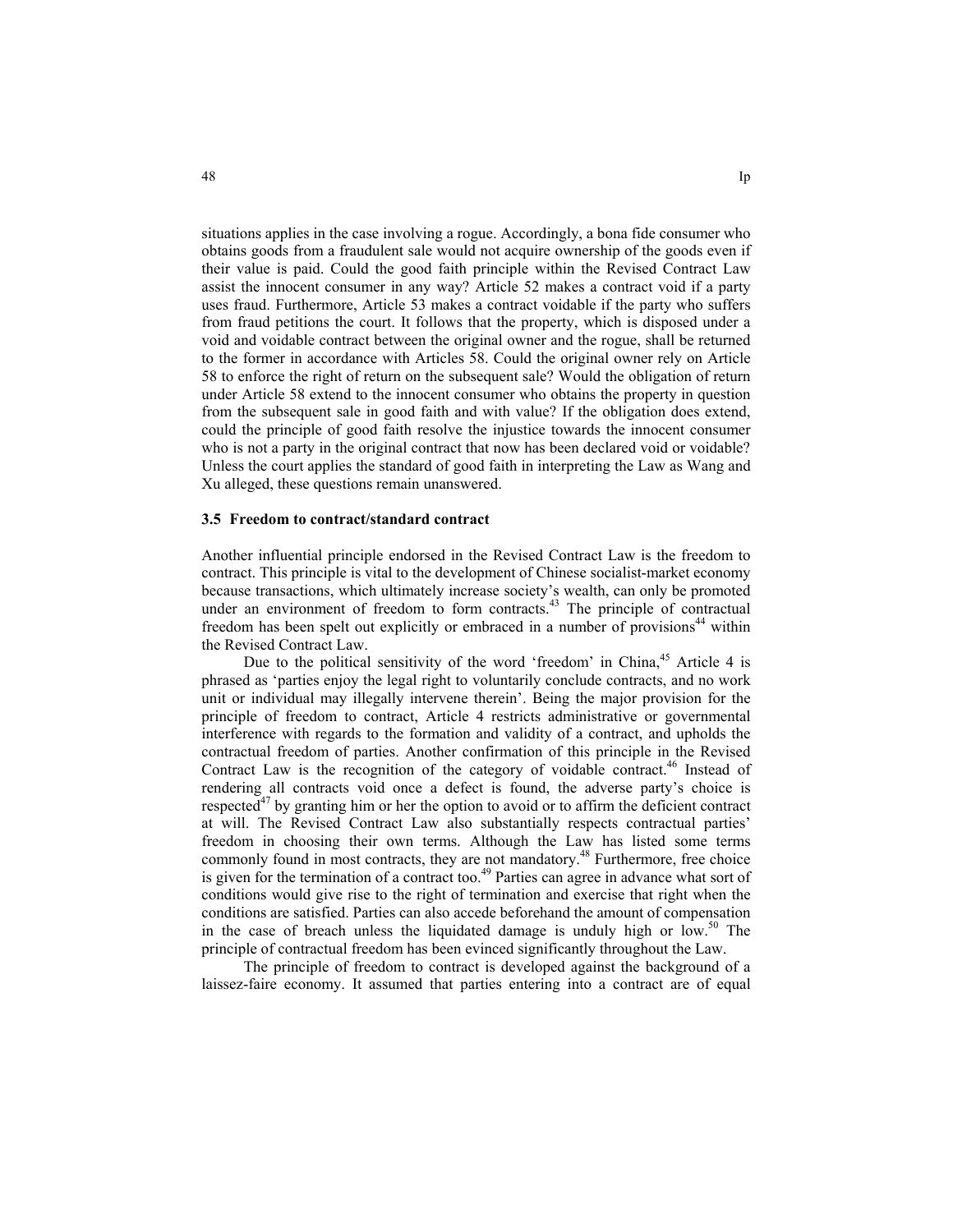situations applies in the case involving a rogue. Accordingly, a bona fide consumer who obtains goods from a fraudulent sale would not acquire ownership of the goods even if their value is paid. Could the good faith principle within the Revised Contract Law assist the innocent consumer in any way? Article 52 makes a contract void if a party uses fraud. Furthermore, Article 53 makes a contract voidable if the party who suffers from fraud petitions the court. It follows that the property, which is disposed under a void and voidable contract between the original owner and the rogue, shall be returned to the former in accordance with Articles 58. Could the original owner rely on Article 58 to enforce the right of return on the subsequent sale? Would the obligation of return under Article 58 extend to the innocent consumer who obtains the property in question from the subsequent sale in good faith and with value? If the obligation does extend, could the principle of good faith resolve the injustice towards the innocent consumer who is not a party in the original contract that now has been declared void or voidable? Unless the court applies the standard of good faith in interpreting the Law as Wang and Xu alleged, these questions remain unanswered.

### 3.5 Freedom to contract/standard contract

Another influential principle endorsed in the Revised Contract Law is the freedom to contract. This principle is vital to the development of Chinese socialist-market economy because transactions, which ultimately increase society's wealth, can only be promoted under an environment of freedom to form contracts.[43] The principle of contractual freedom has been spelt out explicitly or embraced in a number of provisions[44] within the Revised Contract Law.

Due to the political sensitivity of the word 'freedom' in China,[45] Article 4 is phrased as 'parties enjoy the legal right to voluntarily conclude contracts, and no work unit or individual may illegally intervene therein'. Being the major provision for the principle of freedom to contract, Article 4 restricts administrative or governmental interference with regards to the formation and validity of a contract, and upholds the contractual freedom of parties. Another confirmation of this principle in the Revised Contract Law is the recognition of the category of voidable contract.[46] Instead of rendering all contracts void once a defect is found, the adverse party's choice is respected[47] by granting him or her the option to avoid or to affirm the deficient contract at will. The Revised Contract Law also substantially respects contractual parties' freedom in choosing their own terms. Although the Law has listed some terms commonly found in most contracts, they are not mandatory.[48] Furthermore, free choice is given for the termination of a contract too.[49] Parties can agree in advance what sort of conditions would give rise to the right of termination and exercise that right when the conditions are satisfied. Parties can also accede beforehand the amount of compensation in the case of breach unless the liquidated damage is unduly high or low.[50] The principle of contractual freedom has been evinced significantly throughout the Law.

The principle of freedom to contract is developed against the background of a laissez-faire economy. It assumed that parties entering into a contract are of equal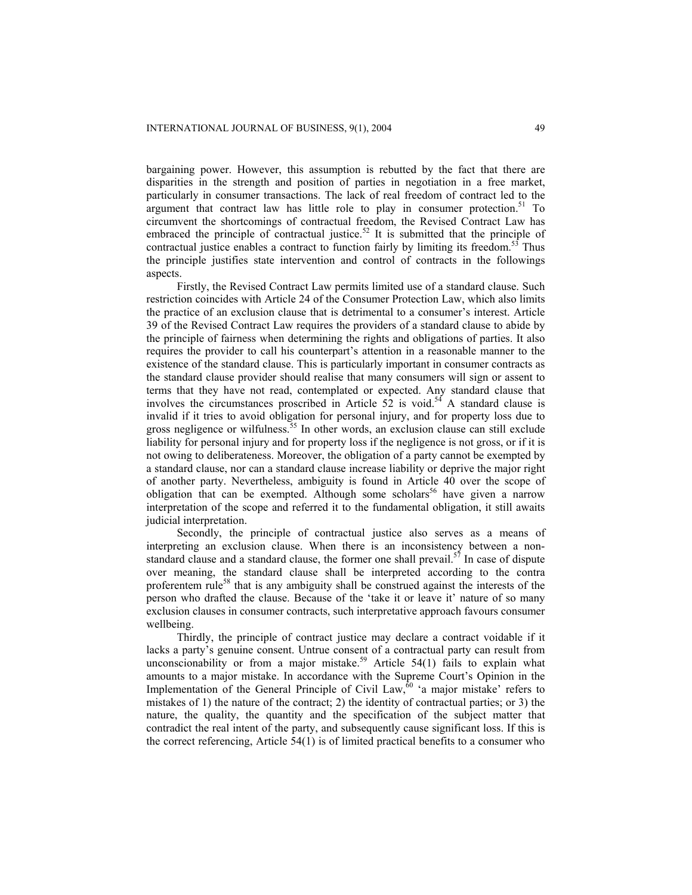bargaining power. However, this assumption is rebutted by the fact that there are disparities in the strength and position of parties in negotiation in a free market, particularly in consumer transactions. The lack of real freedom of contract led to the argument that contract law has little role to play in consumer protection.[51] To circumvent the shortcomings of contractual freedom, the Revised Contract Law has embraced the principle of contractual justice.[52] It is submitted that the principle of contractual justice enables a contract to function fairly by limiting its freedom.[53] Thus the principle justifies state intervention and control of contracts in the followings aspects.

Firstly, the Revised Contract Law permits limited use of a standard clause. Such restriction coincides with Article 24 of the Consumer Protection Law, which also limits the practice of an exclusion clause that is detrimental to a consumer's interest. Article 39 of the Revised Contract Law requires the providers of a standard clause to abide by the principle of fairness when determining the rights and obligations of parties. It also requires the provider to call his counterpart's attention in a reasonable manner to the existence of the standard clause. This is particularly important in consumer contracts as the standard clause provider should realise that many consumers will sign or assent to terms that they have not read, contemplated or expected. Any standard clause that involves the circumstances proscribed in Article 52 is void.[54] A standard clause is invalid if it tries to avoid obligation for personal injury, and for property loss due to gross negligence or wilfulness.[55] In other words, an exclusion clause can still exclude liability for personal injury and for property loss if the negligence is not gross, or if it is not owing to deliberateness. Moreover, the obligation of a party cannot be exempted by a standard clause, nor can a standard clause increase liability or deprive the major right of another party. Nevertheless, ambiguity is found in Article 40 over the scope of obligation that can be exempted. Although some scholars[56] have given a narrow interpretation of the scope and referred it to the fundamental obligation, it still awaits judicial interpretation.

Secondly, the principle of contractual justice also serves as a means of interpreting an exclusion clause. When there is an inconsistency between a non-standard clause and a standard clause, the former one shall prevail.[57] In case of dispute over meaning, the standard clause shall be interpreted according to the contra proferentem rule[58] that is any ambiguity shall be construed against the interests of the person who drafted the clause. Because of the 'take it or leave it' nature of so many exclusion clauses in consumer contracts, such interpretative approach favours consumer wellbeing.

Thirdly, the principle of contract justice may declare a contract voidable if it lacks a party's genuine consent. Untrue consent of a contractual party can result from unconscionability or from a major mistake.[59] Article 54(1) fails to explain what amounts to a major mistake. In accordance with the Supreme Court's Opinion in the Implementation of the General Principle of Civil Law,[60] 'a major mistake' refers to mistakes of 1) the nature of the contract; 2) the identity of contractual parties; or 3) the nature, the quality, the quantity and the specification of the subject matter that contradict the real intent of the party, and subsequently cause significant loss. If this is the correct referencing, Article 54(1) is of limited practical benefits to a consumer who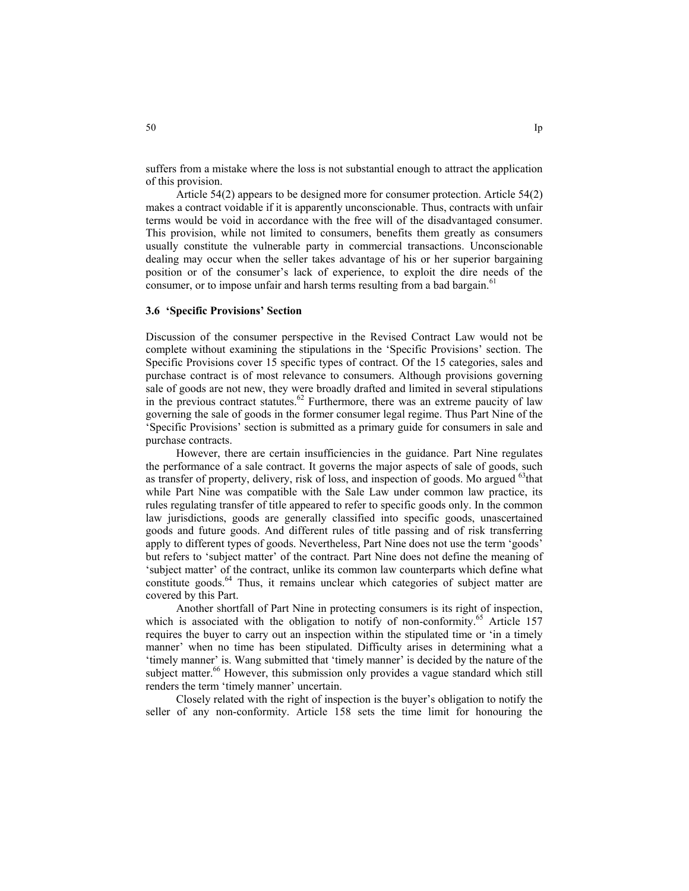suffers from a mistake where the loss is not substantial enough to attract the application of this provision.

Article 54(2) appears to be designed more for consumer protection. Article 54(2) makes a contract voidable if it is apparently unconscionable. Thus, contracts with unfair terms would be void in accordance with the free will of the disadvantaged consumer. This provision, while not limited to consumers, benefits them greatly as consumers usually constitute the vulnerable party in commercial transactions. Unconscionable dealing may occur when the seller takes advantage of his or her superior bargaining position or of the consumer's lack of experience, to exploit the dire needs of the consumer, or to impose unfair and harsh terms resulting from a bad bargain.[61]

### 3.6 'Specific Provisions' Section

Discussion of the consumer perspective in the Revised Contract Law would not be complete without examining the stipulations in the 'Specific Provisions' section. The Specific Provisions cover 15 specific types of contract. Of the 15 categories, sales and purchase contract is of most relevance to consumers. Although provisions governing sale of goods are not new, they were broadly drafted and limited in several stipulations in the previous contract statutes.[62] Furthermore, there was an extreme paucity of law governing the sale of goods in the former consumer legal regime. Thus Part Nine of the 'Specific Provisions' section is submitted as a primary guide for consumers in sale and purchase contracts.

However, there are certain insufficiencies in the guidance. Part Nine regulates the performance of a sale contract. It governs the major aspects of sale of goods, such as transfer of property, delivery, risk of loss, and inspection of goods. Mo argued [63]that while Part Nine was compatible with the Sale Law under common law practice, its rules regulating transfer of title appeared to refer to specific goods only. In the common law jurisdictions, goods are generally classified into specific goods, unascertained goods and future goods. And different rules of title passing and of risk transferring apply to different types of goods. Nevertheless, Part Nine does not use the term 'goods' but refers to 'subject matter' of the contract. Part Nine does not define the meaning of 'subject matter' of the contract, unlike its common law counterparts which define what constitute goods.[64] Thus, it remains unclear which categories of subject matter are covered by this Part.

Another shortfall of Part Nine in protecting consumers is its right of inspection, which is associated with the obligation to notify of non-conformity.[65] Article 157 requires the buyer to carry out an inspection within the stipulated time or 'in a timely manner' when no time has been stipulated. Difficulty arises in determining what a 'timely manner' is. Wang submitted that 'timely manner' is decided by the nature of the subject matter.[66] However, this submission only provides a vague standard which still renders the term 'timely manner' uncertain.

Closely related with the right of inspection is the buyer's obligation to notify the seller of any non-conformity. Article 158 sets the time limit for honouring the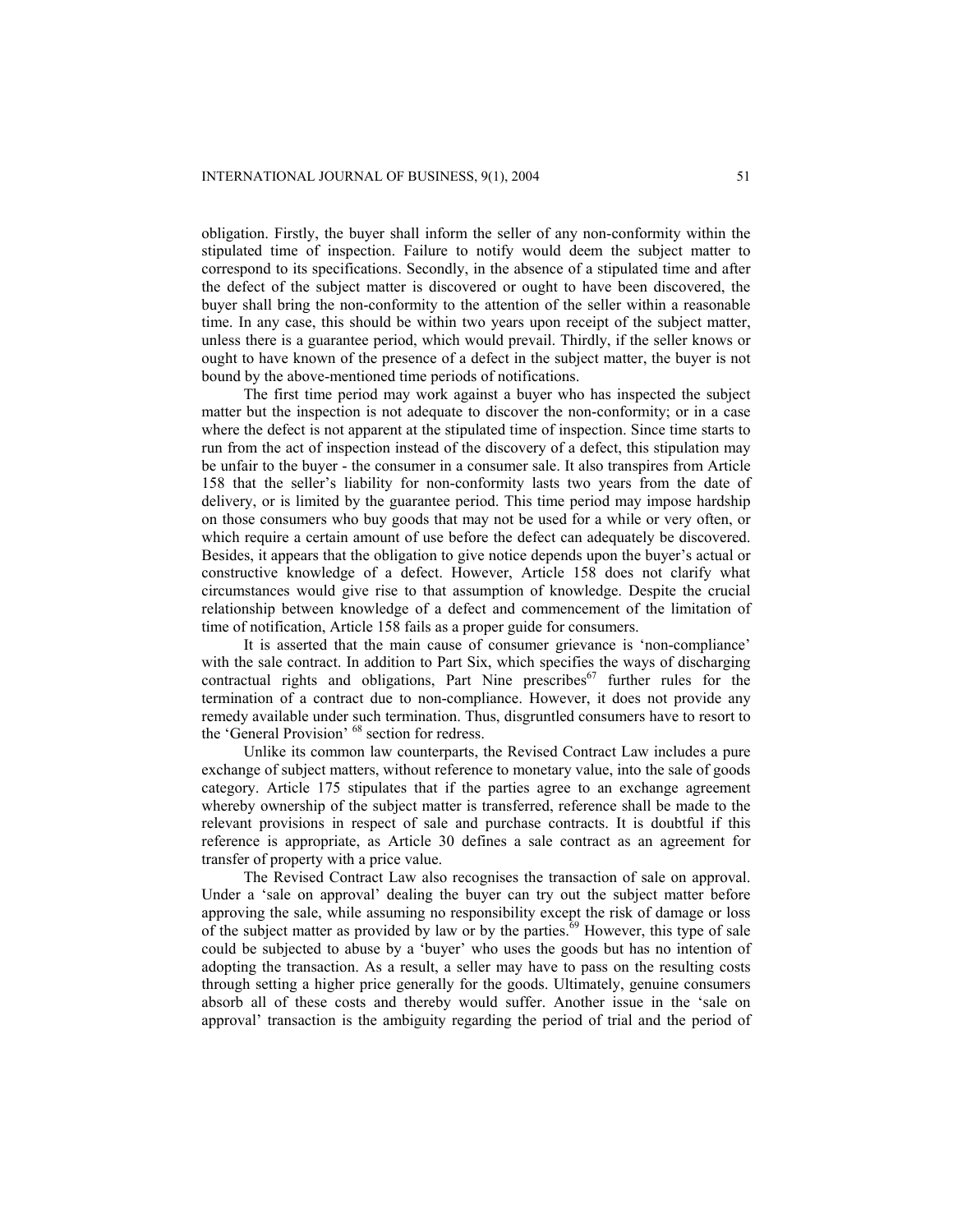obligation. Firstly, the buyer shall inform the seller of any non-conformity within the stipulated time of inspection. Failure to notify would deem the subject matter to correspond to its specifications. Secondly, in the absence of a stipulated time and after the defect of the subject matter is discovered or ought to have been discovered, the buyer shall bring the non-conformity to the attention of the seller within a reasonable time. In any case, this should be within two years upon receipt of the subject matter, unless there is a guarantee period, which would prevail. Thirdly, if the seller knows or ought to have known of the presence of a defect in the subject matter, the buyer is not bound by the above-mentioned time periods of notifications.

The first time period may work against a buyer who has inspected the subject matter but the inspection is not adequate to discover the non-conformity; or in a case where the defect is not apparent at the stipulated time of inspection. Since time starts to run from the act of inspection instead of the discovery of a defect, this stipulation may be unfair to the buyer - the consumer in a consumer sale. It also transpires from Article 158 that the seller's liability for non-conformity lasts two years from the date of delivery, or is limited by the guarantee period. This time period may impose hardship on those consumers who buy goods that may not be used for a while or very often, or which require a certain amount of use before the defect can adequately be discovered. Besides, it appears that the obligation to give notice depends upon the buyer's actual or constructive knowledge of a defect. However, Article 158 does not clarify what circumstances would give rise to that assumption of knowledge. Despite the crucial relationship between knowledge of a defect and commencement of the limitation of time of notification, Article 158 fails as a proper guide for consumers.

It is asserted that the main cause of consumer grievance is 'non-compliance' with the sale contract. In addition to Part Six, which specifies the ways of discharging contractual rights and obligations, Part Nine prescribes[67] further rules for the termination of a contract due to non-compliance. However, it does not provide any remedy available under such termination. Thus, disgruntled consumers have to resort to the 'General Provision' [68] section for redress.

Unlike its common law counterparts, the Revised Contract Law includes a pure exchange of subject matters, without reference to monetary value, into the sale of goods category. Article 175 stipulates that if the parties agree to an exchange agreement whereby ownership of the subject matter is transferred, reference shall be made to the relevant provisions in respect of sale and purchase contracts. It is doubtful if this reference is appropriate, as Article 30 defines a sale contract as an agreement for transfer of property with a price value.

The Revised Contract Law also recognises the transaction of sale on approval. Under a 'sale on approval' dealing the buyer can try out the subject matter before approving the sale, while assuming no responsibility except the risk of damage or loss of the subject matter as provided by law or by the parties.[69] However, this type of sale could be subjected to abuse by a 'buyer' who uses the goods but has no intention of adopting the transaction. As a result, a seller may have to pass on the resulting costs through setting a higher price generally for the goods. Ultimately, genuine consumers absorb all of these costs and thereby would suffer. Another issue in the 'sale on approval' transaction is the ambiguity regarding the period of trial and the period of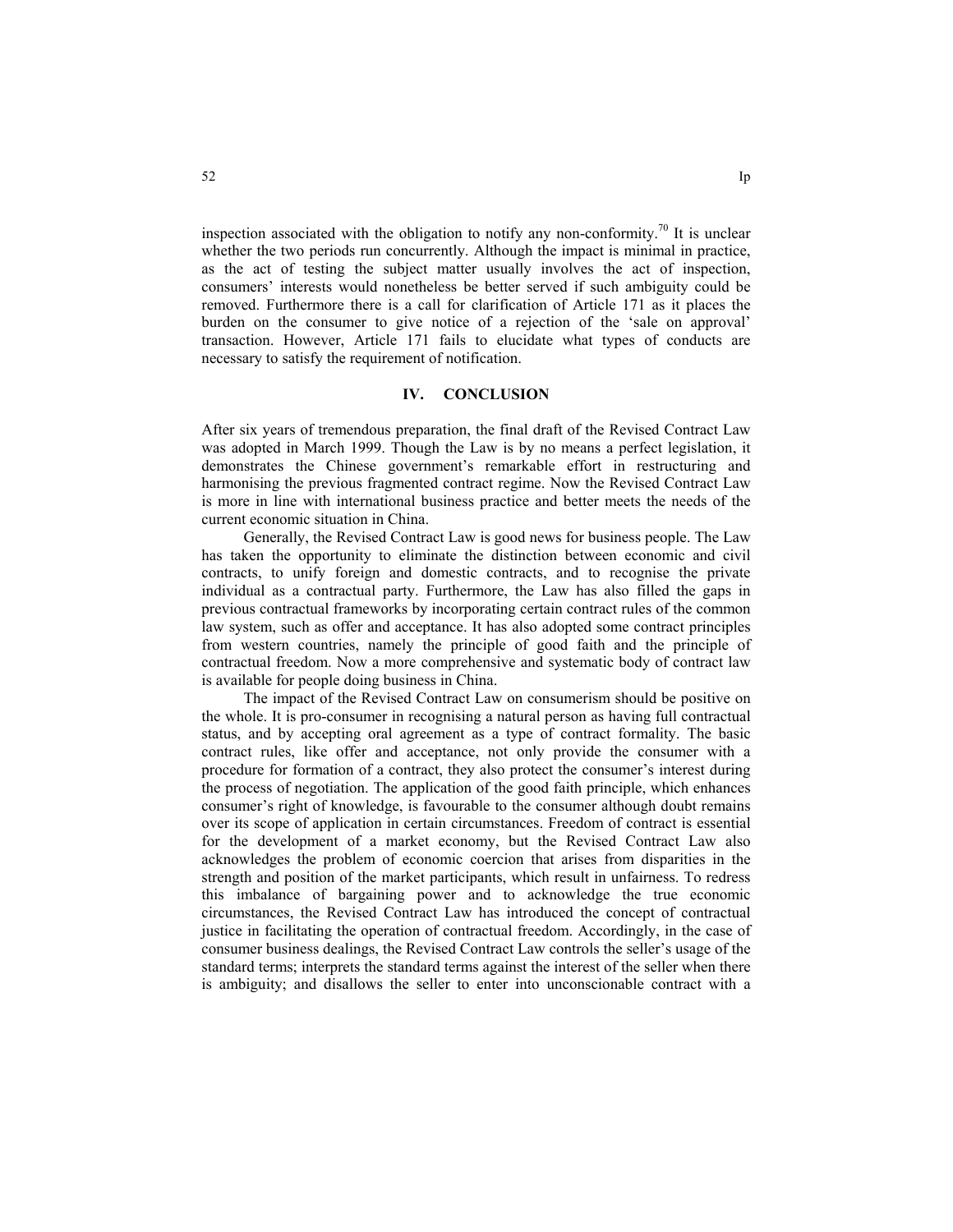inspection associated with the obligation to notify any non-conformity.[70] It is unclear whether the two periods run concurrently. Although the impact is minimal in practice, as the act of testing the subject matter usually involves the act of inspection, consumers' interests would nonetheless be better served if such ambiguity could be removed. Furthermore there is a call for clarification of Article 171 as it places the burden on the consumer to give notice of a rejection of the 'sale on approval' transaction. However, Article 171 fails to elucidate what types of conducts are necessary to satisfy the requirement of notification.

## IV. CONCLUSION

After six years of tremendous preparation, the final draft of the Revised Contract Law was adopted in March 1999. Though the Law is by no means a perfect legislation, it demonstrates the Chinese government's remarkable effort in restructuring and harmonising the previous fragmented contract regime. Now the Revised Contract Law is more in line with international business practice and better meets the needs of the current economic situation in China.

Generally, the Revised Contract Law is good news for business people. The Law has taken the opportunity to eliminate the distinction between economic and civil contracts, to unify foreign and domestic contracts, and to recognise the private individual as a contractual party. Furthermore, the Law has also filled the gaps in previous contractual frameworks by incorporating certain contract rules of the common law system, such as offer and acceptance. It has also adopted some contract principles from western countries, namely the principle of good faith and the principle of contractual freedom. Now a more comprehensive and systematic body of contract law is available for people doing business in China.

The impact of the Revised Contract Law on consumerism should be positive on the whole. It is pro-consumer in recognising a natural person as having full contractual status, and by accepting oral agreement as a type of contract formality. The basic contract rules, like offer and acceptance, not only provide the consumer with a procedure for formation of a contract, they also protect the consumer's interest during the process of negotiation. The application of the good faith principle, which enhances consumer's right of knowledge, is favourable to the consumer although doubt remains over its scope of application in certain circumstances. Freedom of contract is essential for the development of a market economy, but the Revised Contract Law also acknowledges the problem of economic coercion that arises from disparities in the strength and position of the market participants, which result in unfairness. To redress this imbalance of bargaining power and to acknowledge the true economic circumstances, the Revised Contract Law has introduced the concept of contractual justice in facilitating the operation of contractual freedom. Accordingly, in the case of consumer business dealings, the Revised Contract Law controls the seller's usage of the standard terms; interprets the standard terms against the interest of the seller when there is ambiguity; and disallows the seller to enter into unconscionable contract with a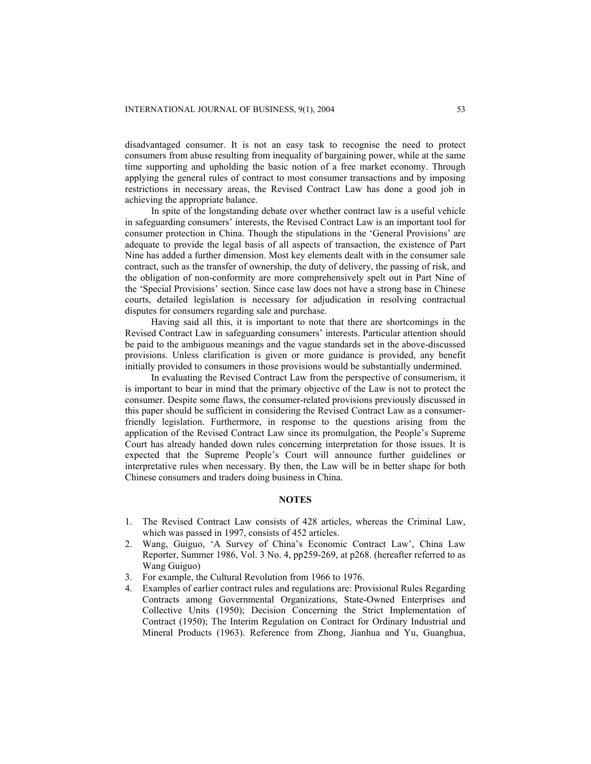disadvantaged consumer. It is not an easy task to recognise the need to protect consumers from abuse resulting from inequality of bargaining power, while at the same time supporting and upholding the basic notion of a free market economy. Through applying the general rules of contract to most consumer transactions and by imposing restrictions in necessary areas, the Revised Contract Law has done a good job in achieving the appropriate balance.

In spite of the longstanding debate over whether contract law is a useful vehicle in safeguarding consumers' interests, the Revised Contract Law is an important tool for consumer protection in China. Though the stipulations in the 'General Provisions' are adequate to provide the legal basis of all aspects of transaction, the existence of Part Nine has added a further dimension. Most key elements dealt with in the consumer sale contract, such as the transfer of ownership, the duty of delivery, the passing of risk, and the obligation of non-conformity are more comprehensively spelt out in Part Nine of the 'Special Provisions' section. Since case law does not have a strong base in Chinese courts, detailed legislation is necessary for adjudication in resolving contractual disputes for consumers regarding sale and purchase.

Having said all this, it is important to note that there are shortcomings in the Revised Contract Law in safeguarding consumers' interests. Particular attention should be paid to the ambiguous meanings and the vague standards set in the above-discussed provisions. Unless clarification is given or more guidance is provided, any benefit initially provided to consumers in those provisions would be substantially undermined.

In evaluating the Revised Contract Law from the perspective of consumerism, it is important to bear in mind that the primary objective of the Law is not to protect the consumer. Despite some flaws, the consumer-related provisions previously discussed in this paper should be sufficient in considering the Revised Contract Law as a consumer-friendly legislation. Furthermore, in response to the questions arising from the application of the Revised Contract Law since its promulgation, the People's Supreme Court has already handed down rules concerning interpretation for those issues. It is expected that the Supreme People's Court will announce further guidelines or interpretative rules when necessary. By then, the Law will be in better shape for both Chinese consumers and traders doing business in China.

## NOTES

1. The Revised Contract Law consists of 428 articles, whereas the Criminal Law, which was passed in 1997, consists of 452 articles.
2. Wang, Guiguo, 'A Survey of China's Economic Contract Law', China Law Reporter, Summer 1986, Vol. 3 No. 4, pp259-269, at p268. (hereafter referred to as Wang Guiguo)
3. For example, the Cultural Revolution from 1966 to 1976.
4. Examples of earlier contract rules and regulations are: Provisional Rules Regarding Contracts among Governmental Organizations, State-Owned Enterprises and Collective Units (1950); Decision Concerning the Strict Implementation of Contract (1950); The Interim Regulation on Contract for Ordinary Industrial and Mineral Products (1963). Reference from Zhong, Jianhua and Yu, Guanghua,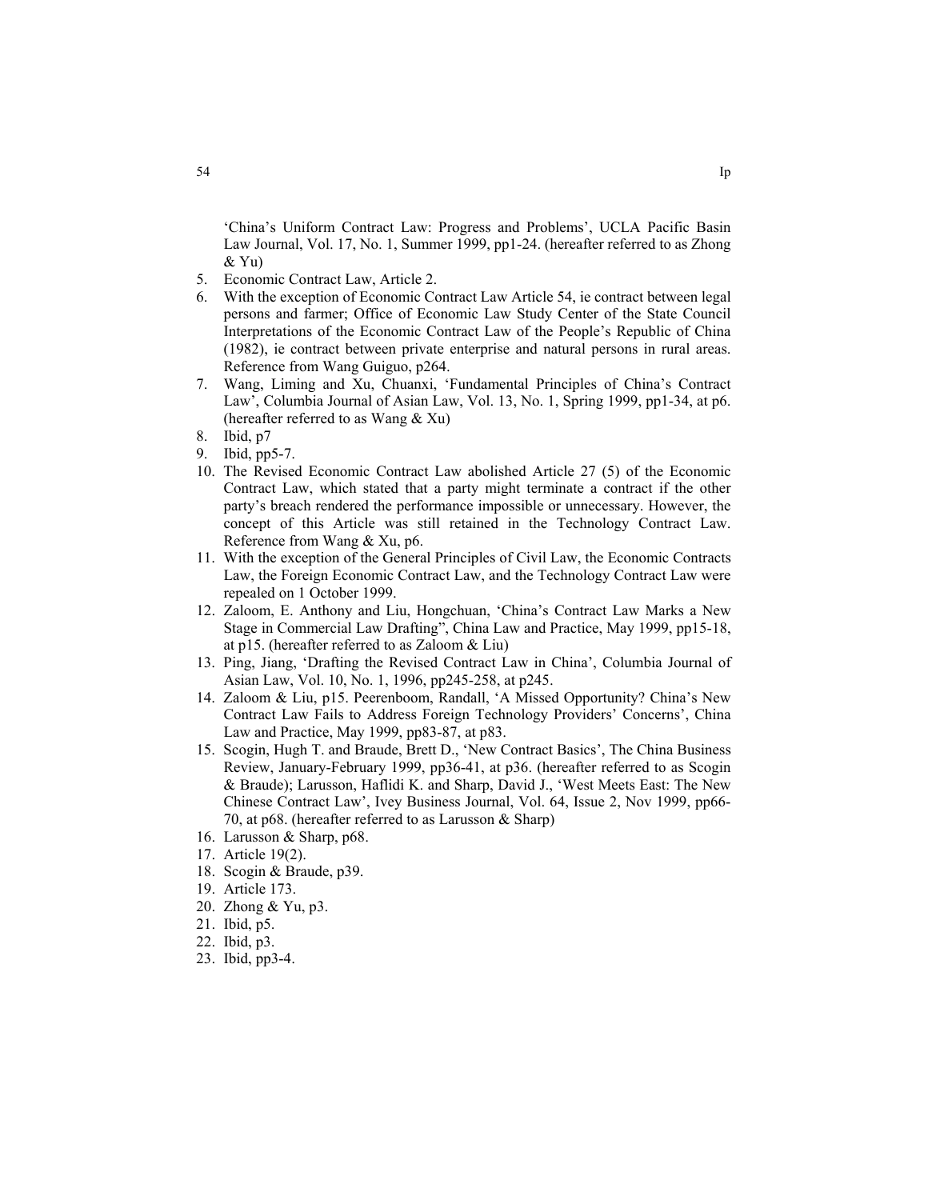'China's Uniform Contract Law: Progress and Problems', UCLA Pacific Basin Law Journal, Vol. 17, No. 1, Summer 1999, pp1-24. (hereafter referred to as Zhong & Yu)

5. Economic Contract Law, Article 2.
6. With the exception of Economic Contract Law Article 54, ie contract between legal persons and farmer; Office of Economic Law Study Center of the State Council Interpretations of the Economic Contract Law of the People's Republic of China (1982), ie contract between private enterprise and natural persons in rural areas. Reference from Wang Guiguo, p264.
7. Wang, Liming and Xu, Chuanxi, 'Fundamental Principles of China's Contract Law', Columbia Journal of Asian Law, Vol. 13, No. 1, Spring 1999, pp1-34, at p6. (hereafter referred to as Wang & Xu)
8. Ibid, p7
9. Ibid, pp5-7.
10. The Revised Economic Contract Law abolished Article 27 (5) of the Economic Contract Law, which stated that a party might terminate a contract if the other party's breach rendered the performance impossible or unnecessary. However, the concept of this Article was still retained in the Technology Contract Law. Reference from Wang & Xu, p6.
11. With the exception of the General Principles of Civil Law, the Economic Contracts Law, the Foreign Economic Contract Law, and the Technology Contract Law were repealed on 1 October 1999.
12. Zaloom, E. Anthony and Liu, Hongchuan, 'China's Contract Law Marks a New Stage in Commercial Law Drafting", China Law and Practice, May 1999, pp15-18, at p15. (hereafter referred to as Zaloom & Liu)
13. Ping, Jiang, 'Drafting the Revised Contract Law in China', Columbia Journal of Asian Law, Vol. 10, No. 1, 1996, pp245-258, at p245.
14. Zaloom & Liu, p15. Peerenboom, Randall, 'A Missed Opportunity? China's New Contract Law Fails to Address Foreign Technology Providers' Concerns', China Law and Practice, May 1999, pp83-87, at p83.
15. Scogin, Hugh T. and Braude, Brett D., 'New Contract Basics', The China Business Review, January-February 1999, pp36-41, at p36. (hereafter referred to as Scogin & Braude); Larusson, Haflidi K. and Sharp, David J., 'West Meets East: The New Chinese Contract Law', Ivey Business Journal, Vol. 64, Issue 2, Nov 1999, pp66-70, at p68. (hereafter referred to as Larusson & Sharp)
16. Larusson & Sharp, p68.
17. Article 19(2).
18. Scogin & Braude, p39.
19. Article 173.
20. Zhong & Yu, p3.
21. Ibid, p5.
22. Ibid, p3.
23. Ibid, pp3-4.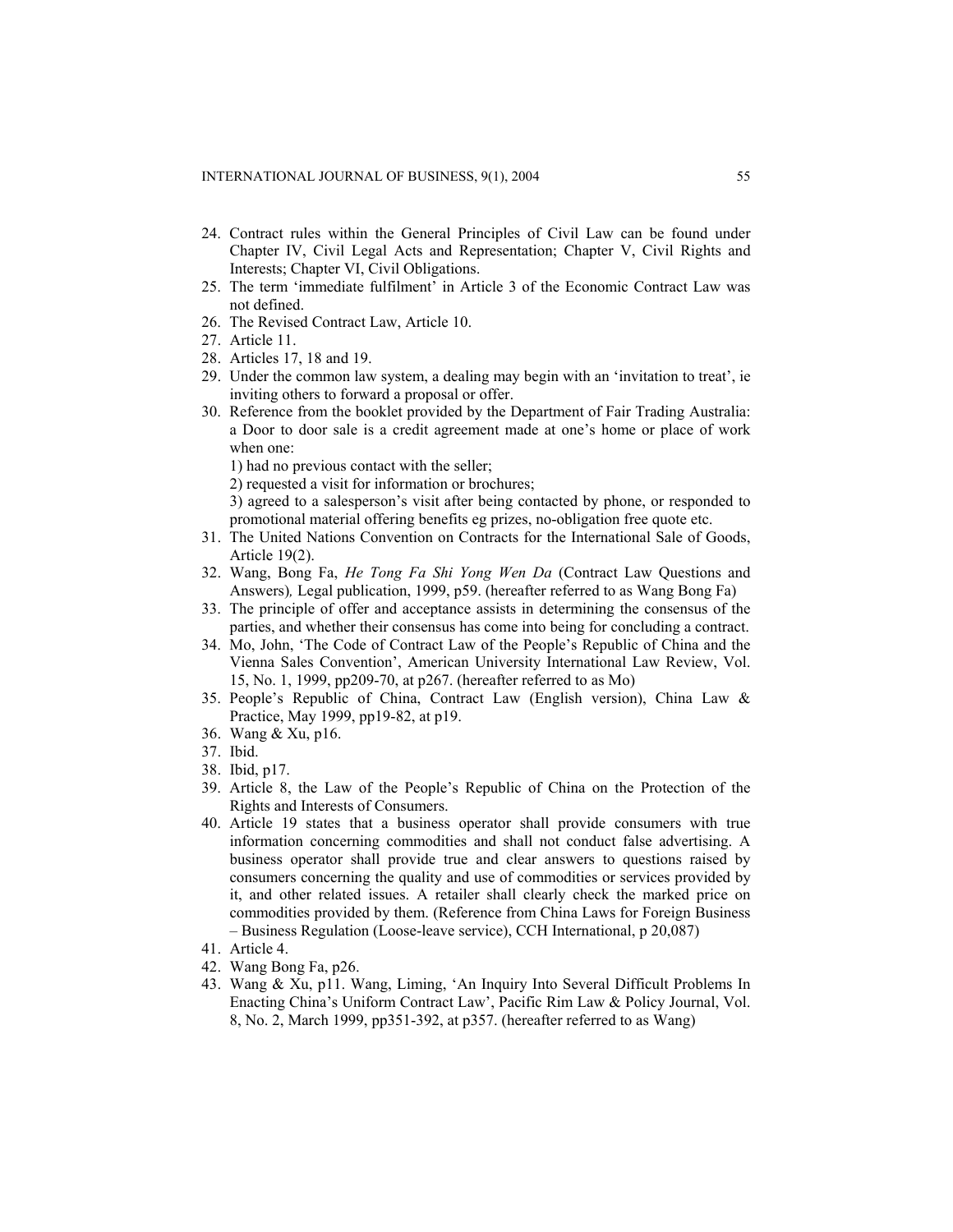24. Contract rules within the General Principles of Civil Law can be found under Chapter IV, Civil Legal Acts and Representation; Chapter V, Civil Rights and Interests; Chapter VI, Civil Obligations.
25. The term 'immediate fulfilment' in Article 3 of the Economic Contract Law was not defined.
26. The Revised Contract Law, Article 10.
27. Article 11.
28. Articles 17, 18 and 19.
29. Under the common law system, a dealing may begin with an 'invitation to treat', ie inviting others to forward a proposal or offer.
30. Reference from the booklet provided by the Department of Fair Trading Australia: a Door to door sale is a credit agreement made at one's home or place of work when one:
    1) had no previous contact with the seller;
    2) requested a visit for information or brochures;
    3) agreed to a salesperson's visit after being contacted by phone, or responded to promotional material offering benefits eg prizes, no-obligation free quote etc.
31. The United Nations Convention on Contracts for the International Sale of Goods, Article 19(2).
32. Wang, Bong Fa, *He Tong Fa Shi Yong Wen Da* (Contract Law Questions and Answers), Legal publication, 1999, p59. (hereafter referred to as Wang Bong Fa)
33. The principle of offer and acceptance assists in determining the consensus of the parties, and whether their consensus has come into being for concluding a contract.
34. Mo, John, 'The Code of Contract Law of the People's Republic of China and the Vienna Sales Convention', American University International Law Review, Vol. 15, No. 1, 1999, pp209-70, at p267. (hereafter referred to as Mo)
35. People's Republic of China, Contract Law (English version), China Law & Practice, May 1999, pp19-82, at p19.
36. Wang & Xu, p16.
37. Ibid.
38. Ibid, p17.
39. Article 8, the Law of the People's Republic of China on the Protection of the Rights and Interests of Consumers.
40. Article 19 states that a business operator shall provide consumers with true information concerning commodities and shall not conduct false advertising. A business operator shall provide true and clear answers to questions raised by consumers concerning the quality and use of commodities or services provided by it, and other related issues. A retailer shall clearly check the marked price on commodities provided by them. (Reference from China Laws for Foreign Business – Business Regulation (Loose-leave service), CCH International, p 20,087)
41. Article 4.
42. Wang Bong Fa, p26.
43. Wang & Xu, p11. Wang, Liming, 'An Inquiry Into Several Difficult Problems In Enacting China's Uniform Contract Law', Pacific Rim Law & Policy Journal, Vol. 8, No. 2, March 1999, pp351-392, at p357. (hereafter referred to as Wang)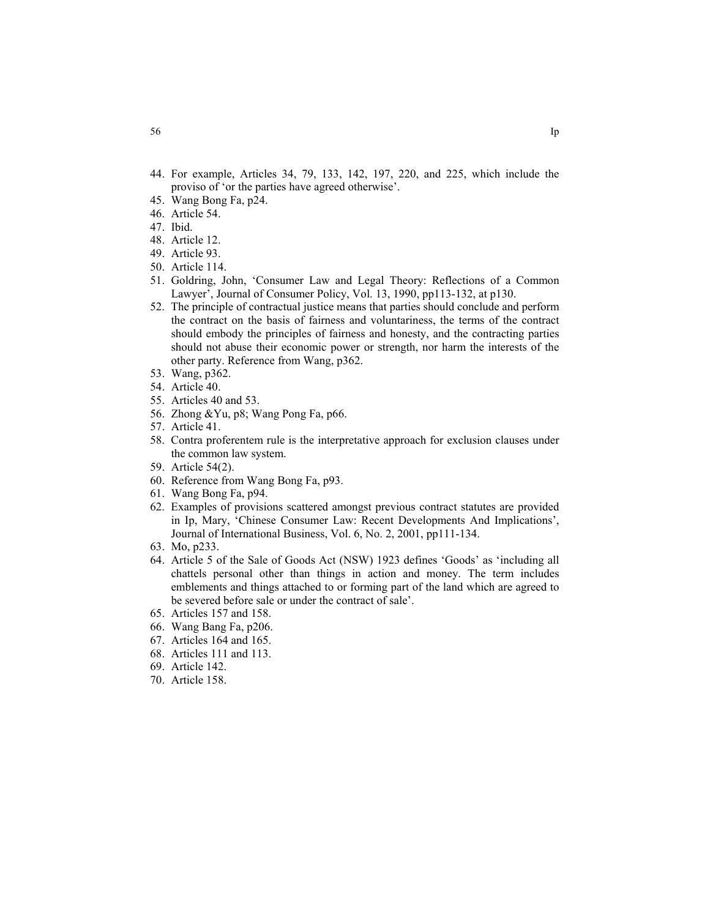44. For example, Articles 34, 79, 133, 142, 197, 220, and 225, which include the proviso of 'or the parties have agreed otherwise'.
45. Wang Bong Fa, p24.
46. Article 54.
47. Ibid.
48. Article 12.
49. Article 93.
50. Article 114.
51. Goldring, John, 'Consumer Law and Legal Theory: Reflections of a Common Lawyer', Journal of Consumer Policy, Vol. 13, 1990, pp113-132, at p130.
52. The principle of contractual justice means that parties should conclude and perform the contract on the basis of fairness and voluntariness, the terms of the contract should embody the principles of fairness and honesty, and the contracting parties should not abuse their economic power or strength, nor harm the interests of the other party. Reference from Wang, p362.
53. Wang, p362.
54. Article 40.
55. Articles 40 and 53.
56. Zhong &Yu, p8; Wang Pong Fa, p66.
57. Article 41.
58. Contra proferentem rule is the interpretative approach for exclusion clauses under the common law system.
59. Article 54(2).
60. Reference from Wang Bong Fa, p93.
61. Wang Bong Fa, p94.
62. Examples of provisions scattered amongst previous contract statutes are provided in Ip, Mary, 'Chinese Consumer Law: Recent Developments And Implications', Journal of International Business, Vol. 6, No. 2, 2001, pp111-134.
63. Mo, p233.
64. Article 5 of the Sale of Goods Act (NSW) 1923 defines 'Goods' as 'including all chattels personal other than things in action and money. The term includes emblements and things attached to or forming part of the land which are agreed to be severed before sale or under the contract of sale'.
65. Articles 157 and 158.
66. Wang Bang Fa, p206.
67. Articles 164 and 165.
68. Articles 111 and 113.
69. Article 142.
70. Article 158.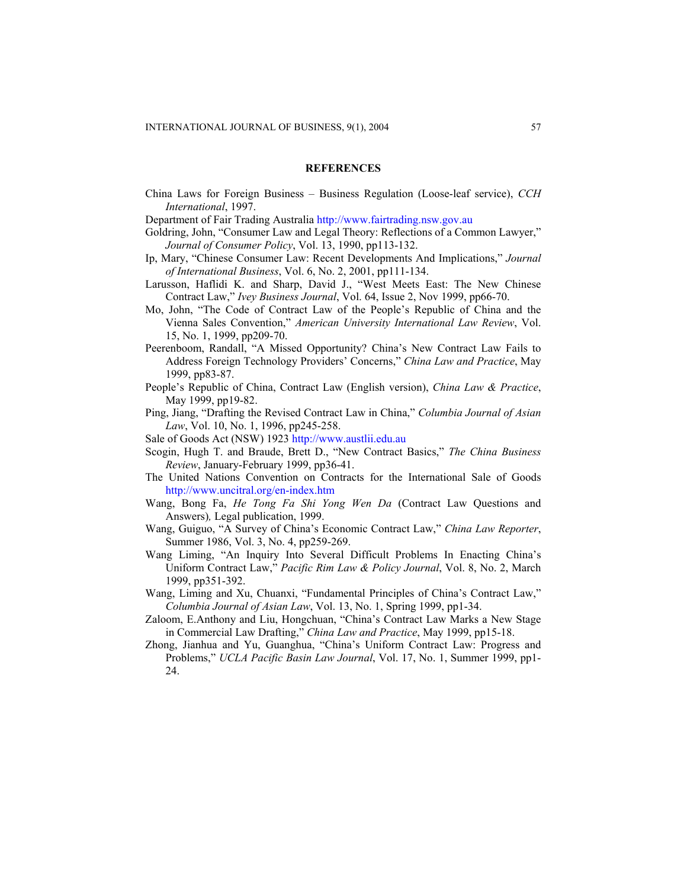## REFERENCES

China Laws for Foreign Business – Business Regulation (Loose-leaf service), *CCH International*, 1997.

Department of Fair Trading Australia http://www.fairtrading.nsw.gov.au

Goldring, John, "Consumer Law and Legal Theory: Reflections of a Common Lawyer," *Journal of Consumer Policy*, Vol. 13, 1990, pp113-132.

Ip, Mary, "Chinese Consumer Law: Recent Developments And Implications," *Journal of International Business*, Vol. 6, No. 2, 2001, pp111-134.

Larusson, Haflidi K. and Sharp, David J., "West Meets East: The New Chinese Contract Law," *Ivey Business Journal*, Vol. 64, Issue 2, Nov 1999, pp66-70.

Mo, John, "The Code of Contract Law of the People's Republic of China and the Vienna Sales Convention," *American University International Law Review*, Vol. 15, No. 1, 1999, pp209-70.

Peerenboom, Randall, "A Missed Opportunity? China's New Contract Law Fails to Address Foreign Technology Providers' Concerns," *China Law and Practice*, May 1999, pp83-87.

People's Republic of China, Contract Law (English version), *China Law & Practice*, May 1999, pp19-82.

Ping, Jiang, "Drafting the Revised Contract Law in China," *Columbia Journal of Asian Law*, Vol. 10, No. 1, 1996, pp245-258.

Sale of Goods Act (NSW) 1923 http://www.austlii.edu.au

Scogin, Hugh T. and Braude, Brett D., "New Contract Basics," *The China Business Review*, January-February 1999, pp36-41.

The United Nations Convention on Contracts for the International Sale of Goods http://www.uncitral.org/en-index.htm

Wang, Bong Fa, *He Tong Fa Shi Yong Wen Da* (Contract Law Questions and Answers)*,* Legal publication, 1999.

Wang, Guiguo, "A Survey of China's Economic Contract Law," *China Law Reporter*, Summer 1986, Vol. 3, No. 4, pp259-269.

Wang Liming, "An Inquiry Into Several Difficult Problems In Enacting China's Uniform Contract Law," *Pacific Rim Law & Policy Journal*, Vol. 8, No. 2, March 1999, pp351-392.

Wang, Liming and Xu, Chuanxi, "Fundamental Principles of China's Contract Law," *Columbia Journal of Asian Law*, Vol. 13, No. 1, Spring 1999, pp1-34.

Zaloom, E.Anthony and Liu, Hongchuan, "China's Contract Law Marks a New Stage in Commercial Law Drafting," *China Law and Practice*, May 1999, pp15-18.

Zhong, Jianhua and Yu, Guanghua, "China's Uniform Contract Law: Progress and Problems," *UCLA Pacific Basin Law Journal*, Vol. 17, No. 1, Summer 1999, pp1-24.